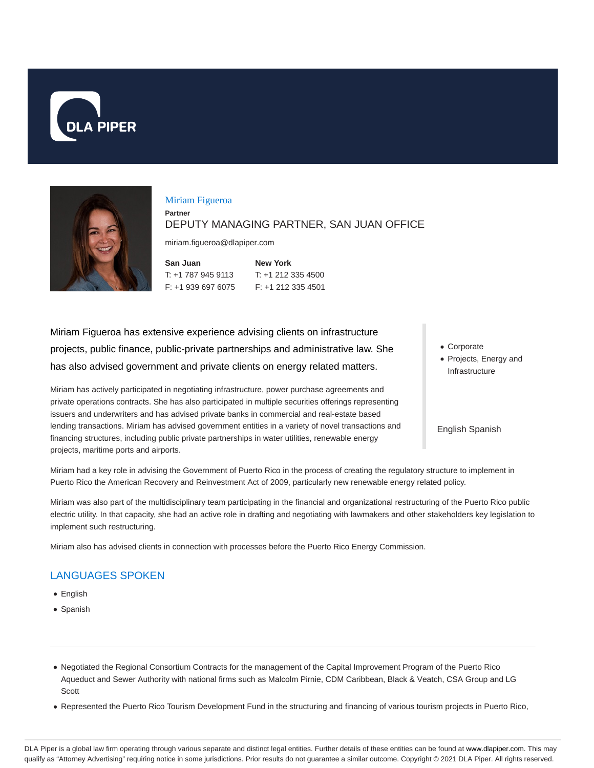DLA PIPER

## Miriam Figueroa

**Partner**

DEPUTY MANAGING PARTNER, SAN JUAN OFFICE

miriam.figueroa@dlapiper.com

**San Juan**
T: +1 787 945 9113
F: +1 939 697 6075

**New York**
T: +1 212 335 4500
F: +1 212 335 4501

Miriam Figueroa has extensive experience advising clients on infrastructure projects, public finance, public-private partnerships and administrative law. She has also advised government and private clients on energy related matters.

Miriam has actively participated in negotiating infrastructure, power purchase agreements and private operations contracts. She has also participated in multiple securities offerings representing issuers and underwriters and has advised private banks in commercial and real-estate based lending transactions. Miriam has advised government entities in a variety of novel transactions and financing structures, including public private partnerships in water utilities, renewable energy projects, maritime ports and airports.

- Corporate
- Projects, Energy and Infrastructure

English Spanish

Miriam had a key role in advising the Government of Puerto Rico in the process of creating the regulatory structure to implement in Puerto Rico the American Recovery and Reinvestment Act of 2009, particularly new renewable energy related policy.

Miriam was also part of the multidisciplinary team participating in the financial and organizational restructuring of the Puerto Rico public electric utility. In that capacity, she had an active role in drafting and negotiating with lawmakers and other stakeholders key legislation to implement such restructuring.

Miriam also has advised clients in connection with processes before the Puerto Rico Energy Commission.

## LANGUAGES SPOKEN

- English
- Spanish

---

- Negotiated the Regional Consortium Contracts for the management of the Capital Improvement Program of the Puerto Rico Aqueduct and Sewer Authority with national firms such as Malcolm Pirnie, CDM Caribbean, Black & Veatch, CSA Group and LG Scott
- Represented the Puerto Rico Tourism Development Fund in the structuring and financing of various tourism projects in Puerto Rico,

DLA Piper is a global law firm operating through various separate and distinct legal entities. Further details of these entities can be found at www.dlapiper.com. This may qualify as "Attorney Advertising" requiring notice in some jurisdictions. Prior results do not guarantee a similar outcome. Copyright © 2021 DLA Piper. All rights reserved.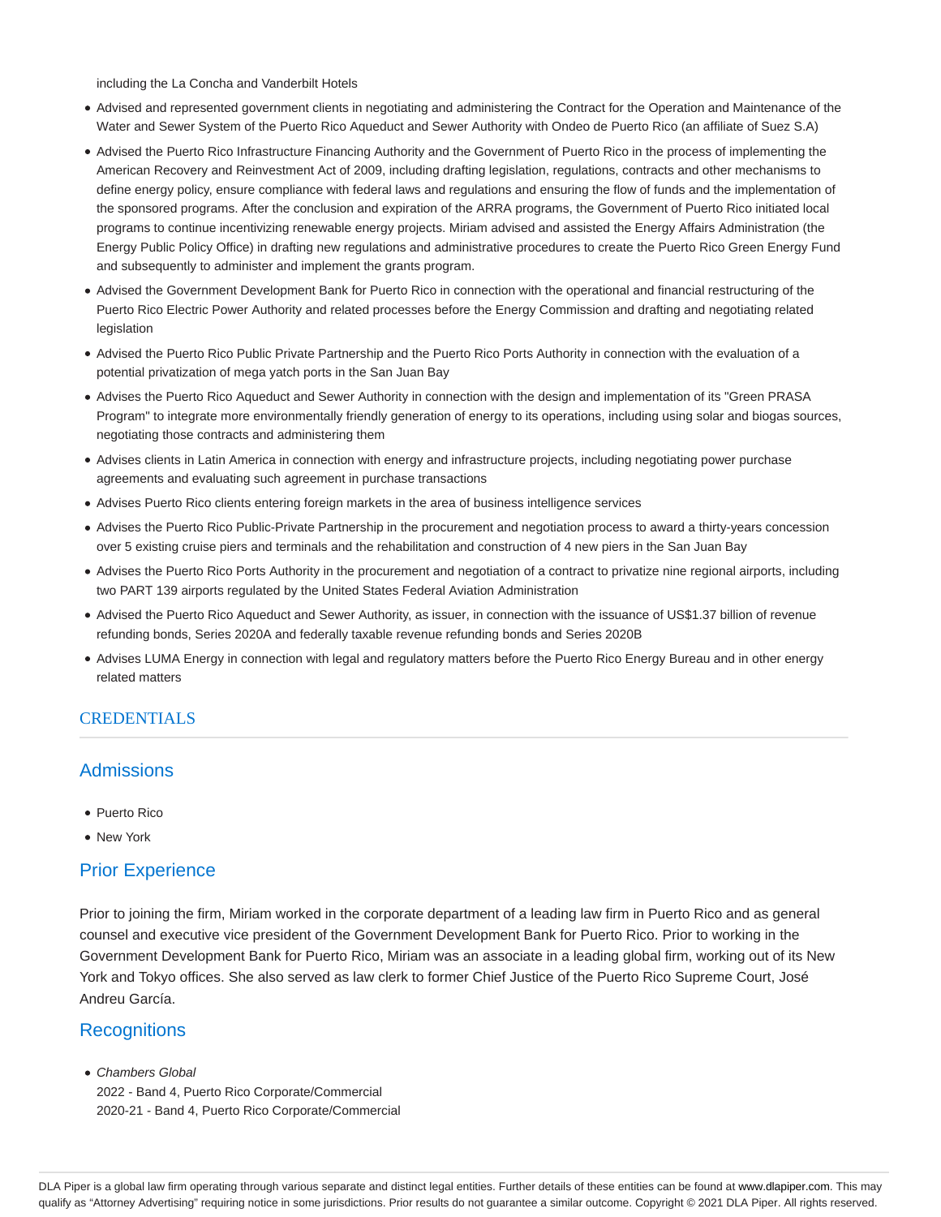including the La Concha and Vanderbilt Hotels

- Advised and represented government clients in negotiating and administering the Contract for the Operation and Maintenance of the Water and Sewer System of the Puerto Rico Aqueduct and Sewer Authority with Ondeo de Puerto Rico (an affiliate of Suez S.A)
- Advised the Puerto Rico Infrastructure Financing Authority and the Government of Puerto Rico in the process of implementing the American Recovery and Reinvestment Act of 2009, including drafting legislation, regulations, contracts and other mechanisms to define energy policy, ensure compliance with federal laws and regulations and ensuring the flow of funds and the implementation of the sponsored programs. After the conclusion and expiration of the ARRA programs, the Government of Puerto Rico initiated local programs to continue incentivizing renewable energy projects. Miriam advised and assisted the Energy Affairs Administration (the Energy Public Policy Office) in drafting new regulations and administrative procedures to create the Puerto Rico Green Energy Fund and subsequently to administer and implement the grants program.
- Advised the Government Development Bank for Puerto Rico in connection with the operational and financial restructuring of the Puerto Rico Electric Power Authority and related processes before the Energy Commission and drafting and negotiating related legislation
- Advised the Puerto Rico Public Private Partnership and the Puerto Rico Ports Authority in connection with the evaluation of a potential privatization of mega yatch ports in the San Juan Bay
- Advises the Puerto Rico Aqueduct and Sewer Authority in connection with the design and implementation of its "Green PRASA Program" to integrate more environmentally friendly generation of energy to its operations, including using solar and biogas sources, negotiating those contracts and administering them
- Advises clients in Latin America in connection with energy and infrastructure projects, including negotiating power purchase agreements and evaluating such agreement in purchase transactions
- Advises Puerto Rico clients entering foreign markets in the area of business intelligence services
- Advises the Puerto Rico Public-Private Partnership in the procurement and negotiation process to award a thirty-years concession over 5 existing cruise piers and terminals and the rehabilitation and construction of 4 new piers in the San Juan Bay
- Advises the Puerto Rico Ports Authority in the procurement and negotiation of a contract to privatize nine regional airports, including two PART 139 airports regulated by the United States Federal Aviation Administration
- Advised the Puerto Rico Aqueduct and Sewer Authority, as issuer, in connection with the issuance of US$1.37 billion of revenue refunding bonds, Series 2020A and federally taxable revenue refunding bonds and Series 2020B
- Advises LUMA Energy in connection with legal and regulatory matters before the Puerto Rico Energy Bureau and in other energy related matters

## CREDENTIALS

### Admissions

- Puerto Rico
- New York

### Prior Experience

Prior to joining the firm, Miriam worked in the corporate department of a leading law firm in Puerto Rico and as general counsel and executive vice president of the Government Development Bank for Puerto Rico. Prior to working in the Government Development Bank for Puerto Rico, Miriam was an associate in a leading global firm, working out of its New York and Tokyo offices. She also served as law clerk to former Chief Justice of the Puerto Rico Supreme Court, José Andreu García.

### Recognitions

- *Chambers Global*
  2022 - Band 4, Puerto Rico Corporate/Commercial
  2020-21 - Band 4, Puerto Rico Corporate/Commercial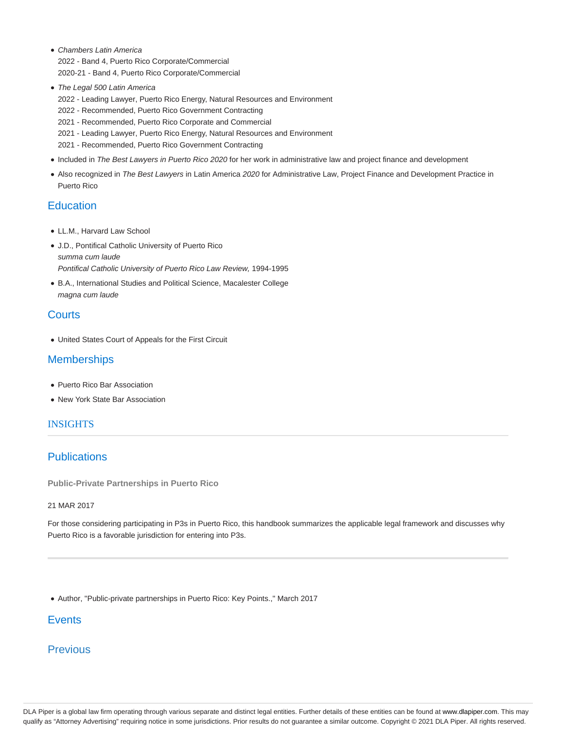- *Chambers Latin America*
  2022 - Band 4, Puerto Rico Corporate/Commercial
  2020-21 - Band 4, Puerto Rico Corporate/Commercial
- *The Legal 500 Latin America*
  2022 - Leading Lawyer, Puerto Rico Energy, Natural Resources and Environment
  2022 - Recommended, Puerto Rico Government Contracting
  2021 - Recommended, Puerto Rico Corporate and Commercial
  2021 - Leading Lawyer, Puerto Rico Energy, Natural Resources and Environment
  2021 - Recommended, Puerto Rico Government Contracting
- Included in *The Best Lawyers in Puerto Rico 2020* for her work in administrative law and project finance and development
- Also recognized in *The Best Lawyers* in Latin America *2020* for Administrative Law, Project Finance and Development Practice in Puerto Rico

## Education

- LL.M., Harvard Law School
- J.D., Pontifical Catholic University of Puerto Rico
  *summa cum laude*
  *Pontifical Catholic University of Puerto Rico Law Review,* 1994-1995
- B.A., International Studies and Political Science, Macalester College
  *magna cum laude*

## Courts

- United States Court of Appeals for the First Circuit

## Memberships

- Puerto Rico Bar Association
- New York State Bar Association

## INSIGHTS

## Publications

**Public-Private Partnerships in Puerto Rico**

21 MAR 2017

For those considering participating in P3s in Puerto Rico, this handbook summarizes the applicable legal framework and discusses why Puerto Rico is a favorable jurisdiction for entering into P3s.

- Author, "Public-private partnerships in Puerto Rico: Key Points.," March 2017

## Events

## Previous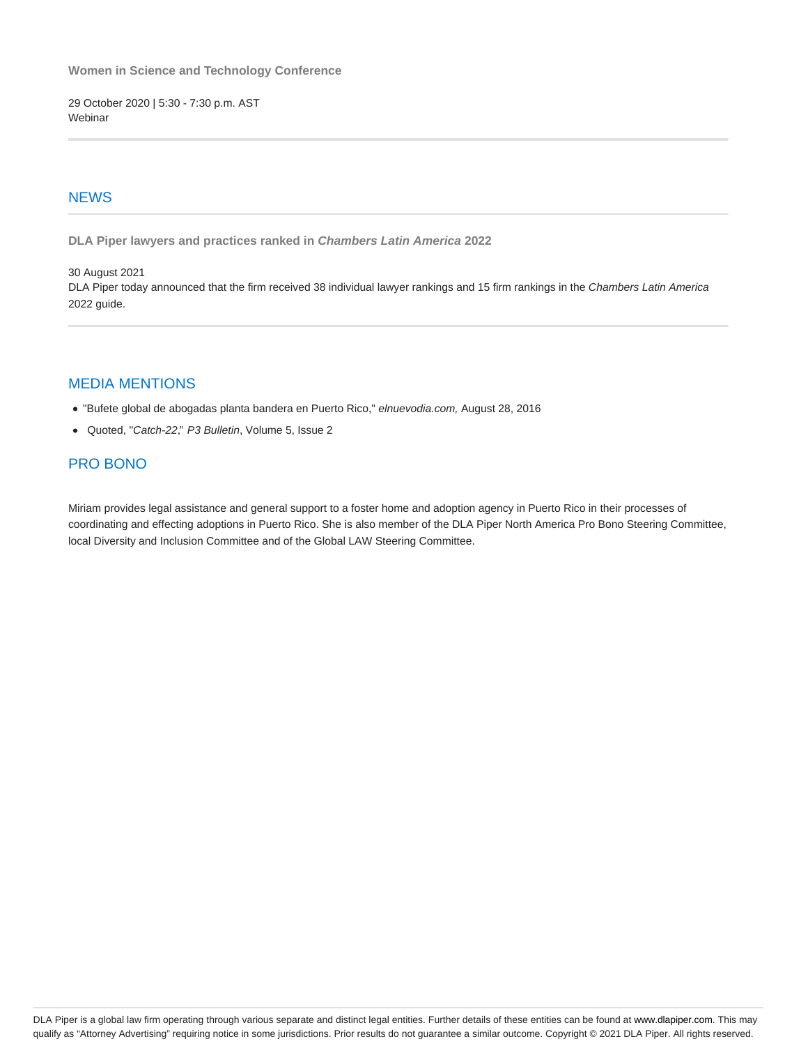**Women in Science and Technology Conference**

29 October 2020 | 5:30 - 7:30 p.m. AST
Webinar

## NEWS

**DLA Piper lawyers and practices ranked in *Chambers Latin America* 2022**

30 August 2021
DLA Piper today announced that the firm received 38 individual lawyer rankings and 15 firm rankings in the *Chambers Latin America* 2022 guide.

## MEDIA MENTIONS

- "Bufete global de abogadas planta bandera en Puerto Rico," *elnuevodia.com,* August 28, 2016
- Quoted, "*Catch-22*," *P3 Bulletin*, Volume 5, Issue 2

## PRO BONO

Miriam provides legal assistance and general support to a foster home and adoption agency in Puerto Rico in their processes of coordinating and effecting adoptions in Puerto Rico. She is also member of the DLA Piper North America Pro Bono Steering Committee, local Diversity and Inclusion Committee and of the Global LAW Steering Committee.

DLA Piper is a global law firm operating through various separate and distinct legal entities. Further details of these entities can be found at www.dlapiper.com. This may qualify as "Attorney Advertising" requiring notice in some jurisdictions. Prior results do not guarantee a similar outcome. Copyright © 2021 DLA Piper. All rights reserved.